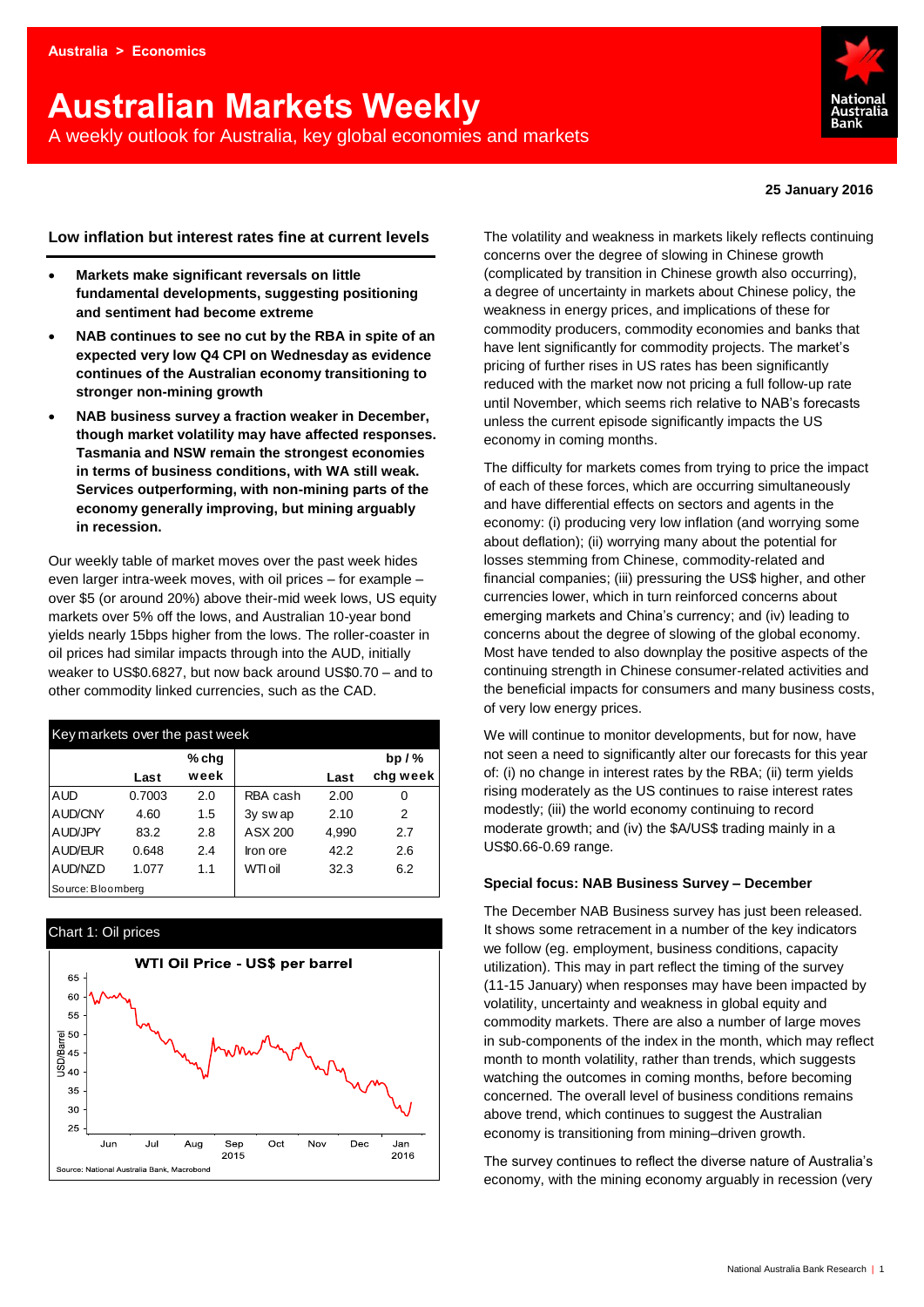Australia > Economics

# Australian Markets Weekly

A weekly outlook for Australia, key global economies and markets

25 January 2016

## Low inflation but interest rates fine at current levels

- **Markets make significant reversals on little fundamental developments, suggesting positioning and sentiment had become extreme**
- **NAB continues to see no cut by the RBA in spite of an expected very low Q4 CPI on Wednesday as evidence continues of the Australian economy transitioning to stronger non-mining growth**
- **NAB business survey a fraction weaker in December, though market volatility may have affected responses. Tasmania and NSW remain the strongest economies in terms of business conditions, with WA still weak. Services outperforming, with non-mining parts of the economy generally improving, but mining arguably in recession.**

Our weekly table of market moves over the past week hides even larger intra-week moves, with oil prices – for example – over $5 (or around 20%) above their-mid week lows, US equity markets over 5% off the lows, and Australian 10-year bond yields nearly 15bps higher from the lows. The roller-coaster in oil prices had similar impacts through into the AUD, initially weaker to US$0.6827, but now back around US$0.70 – and to other commodity linked currencies, such as the CAD.

Key markets over the past week

| | Last | % chg week | | Last | bp / % chg week |
|---|---|---|---|---|---|
| AUD | 0.7003 | 2.0 | RBA cash | 2.00 | 0 |
| AUD/CNY | 4.60 | 1.5 | 3y swap | 2.10 | 2 |
| AUD/JPY | 83.2 | 2.8 | ASX 200 | 4,990 | 2.7 |
| AUD/EUR | 0.648 | 2.4 | Iron ore | 42.2 | 2.6 |
| AUD/NZD | 1.077 | 1.1 | WTI oil | 32.3 | 6.2 |

Source: Bloomberg

Chart 1: Oil prices

WTI Oil Price - US$ per barrel

Source: National Australia Bank, Macrobond

The volatility and weakness in markets likely reflects continuing concerns over the degree of slowing in Chinese growth (complicated by transition in Chinese growth also occurring), a degree of uncertainty in markets about Chinese policy, the weakness in energy prices, and implications of these for commodity producers, commodity economies and banks that have lent significantly for commodity projects. The market's pricing of further rises in US rates has been significantly reduced with the market now not pricing a full follow-up rate until November, which seems rich relative to NAB's forecasts unless the current episode significantly impacts the US economy in coming months.

The difficulty for markets comes from trying to price the impact of each of these forces, which are occurring simultaneously and have differential effects on sectors and agents in the economy: (i) producing very low inflation (and worrying some about deflation); (ii) worrying many about the potential for losses stemming from Chinese, commodity-related and financial companies; (iii) pressuring the US$ higher, and other currencies lower, which in turn reinforced concerns about emerging markets and China's currency; and (iv) leading to concerns about the degree of slowing of the global economy. Most have tended to also downplay the positive aspects of the continuing strength in Chinese consumer-related activities and the beneficial impacts for consumers and many business costs, of very low energy prices.

We will continue to monitor developments, but for now, have not seen a need to significantly alter our forecasts for this year of: (i) no change in interest rates by the RBA; (ii) term yields rising moderately as the US continues to raise interest rates modestly; (iii) the world economy continuing to record moderate growth; and (iv) the $A/US$ trading mainly in a US$0.66-0.69 range.

### Special focus: NAB Business Survey – December

The December NAB Business Survey has just been released. It shows some retracement in a number of the key indicators we follow (eg. employment, business conditions, capacity utilization). This may in part reflect the timing of the survey (11-15 January) when responses may have been impacted by volatility, uncertainty and weakness in global equity and commodity markets. There are also a number of large moves in sub-components of the index in the month, which may reflect month to month volatility, rather than trends, which suggests watching the outcomes in coming months, before becoming concerned. The overall level of business conditions remains above trend, which continues to suggest the Australian economy is transitioning from mining–driven growth.

The survey continues to reflect the diverse nature of Australia's economy, with the mining economy arguably in recession (very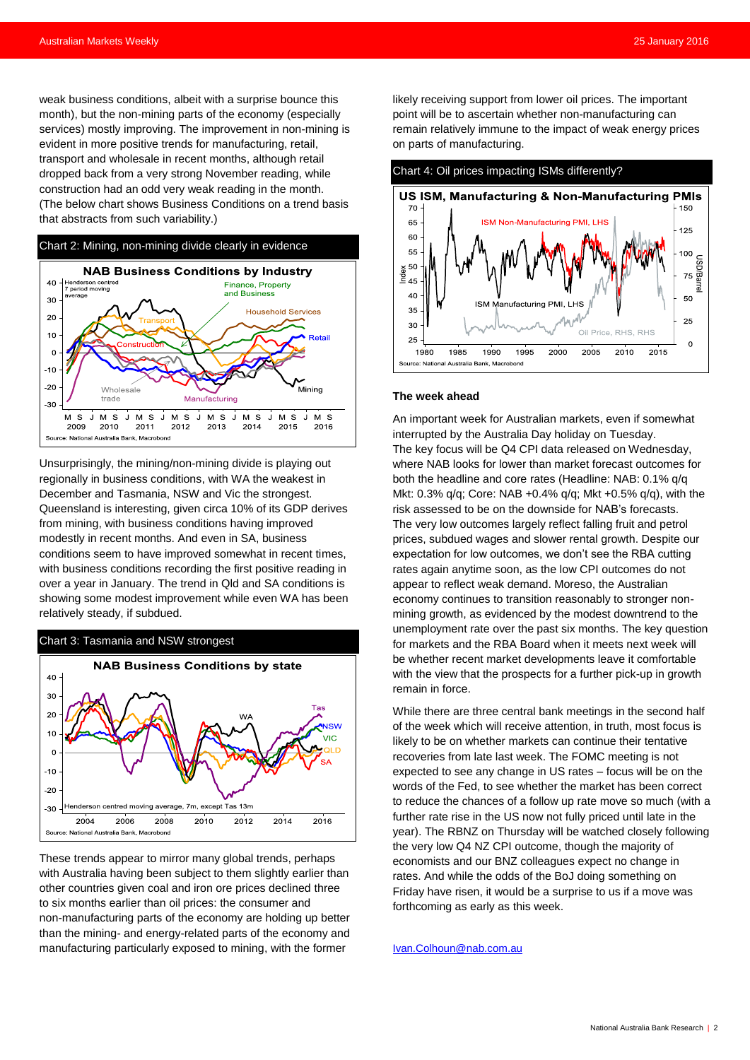weak business conditions, albeit with a surprise bounce this month), but the non-mining parts of the economy (especially services) mostly improving. The improvement in non-mining is evident in more positive trends for manufacturing, retail, transport and wholesale in recent months, although retail dropped back from a very strong November reading, while construction had an odd very weak reading in the month. (The below chart shows Business Conditions on a trend basis that abstracts from such variability.)

Chart 2: Mining, non-mining divide clearly in evidence

Unsurprisingly, the mining/non-mining divide is playing out regionally in business conditions, with WA the weakest in December and Tasmania, NSW and Vic the strongest. Queensland is interesting, given circa 10% of its GDP derives from mining, with business conditions having improved modestly in recent months. And even in SA, business conditions seem to have improved somewhat in recent times, with business conditions recording the first positive reading in over a year in January. The trend in Qld and SA conditions is showing some modest improvement while even WA has been relatively steady, if subdued.

Chart 3: Tasmania and NSW strongest

These trends appear to mirror many global trends, perhaps with Australia having been subject to them slightly earlier than other countries given coal and iron ore prices declined three to six months earlier than oil prices: the consumer and non-manufacturing parts of the economy are holding up better than the mining- and energy-related parts of the economy and manufacturing particularly exposed to mining, with the former likely receiving support from lower oil prices. The important point will be to ascertain whether non-manufacturing can remain relatively immune to the impact of weak energy prices on parts of manufacturing.

Chart 4: Oil prices impacting ISMs differently?

**The week ahead**

An important week for Australian markets, even if somewhat interrupted by the Australia Day holiday on Tuesday.
The key focus will be Q4 CPI data released on Wednesday, where NAB looks for lower than market forecast outcomes for both the headline and core rates (Headline: NAB: 0.1% q/q Mkt: 0.3% q/q; Core: NAB +0.4% q/q; Mkt +0.5% q/q), with the risk assessed to be on the downside for NAB's forecasts.
The very low outcomes largely reflect falling fruit and petrol prices, subdued wages and slower rental growth. Despite our expectation for low outcomes, we don't see the RBA cutting rates again anytime soon, as the low CPI outcomes do not appear to reflect weak demand. Moreso, the Australian economy continues to transition reasonably to stronger non-mining growth, as evidenced by the modest downtrend to the unemployment rate over the past six months. The key question for markets and the RBA Board when it meets next week will be whether recent market developments leave it comfortable with the view that the prospects for a further pick-up in growth remain in force.

While there are three central bank meetings in the second half of the week which will receive attention, in truth, most focus is likely to be on whether markets can continue their tentative recoveries from late last week. The FOMC meeting is not expected to see any change in US rates – focus will be on the words of the Fed, to see whether the market has been correct to reduce the chances of a follow up rate move so much (with a further rate rise in the US now not fully priced until late in the year). The RBNZ on Thursday will be watched closely following the very low Q4 NZ CPI outcome, though the majority of economists and our BNZ colleagues expect no change in rates. And while the odds of the BoJ doing something on Friday have risen, it would be a surprise to us if a move was forthcoming as early as this week.

Ivan.Colhoun@nab.com.au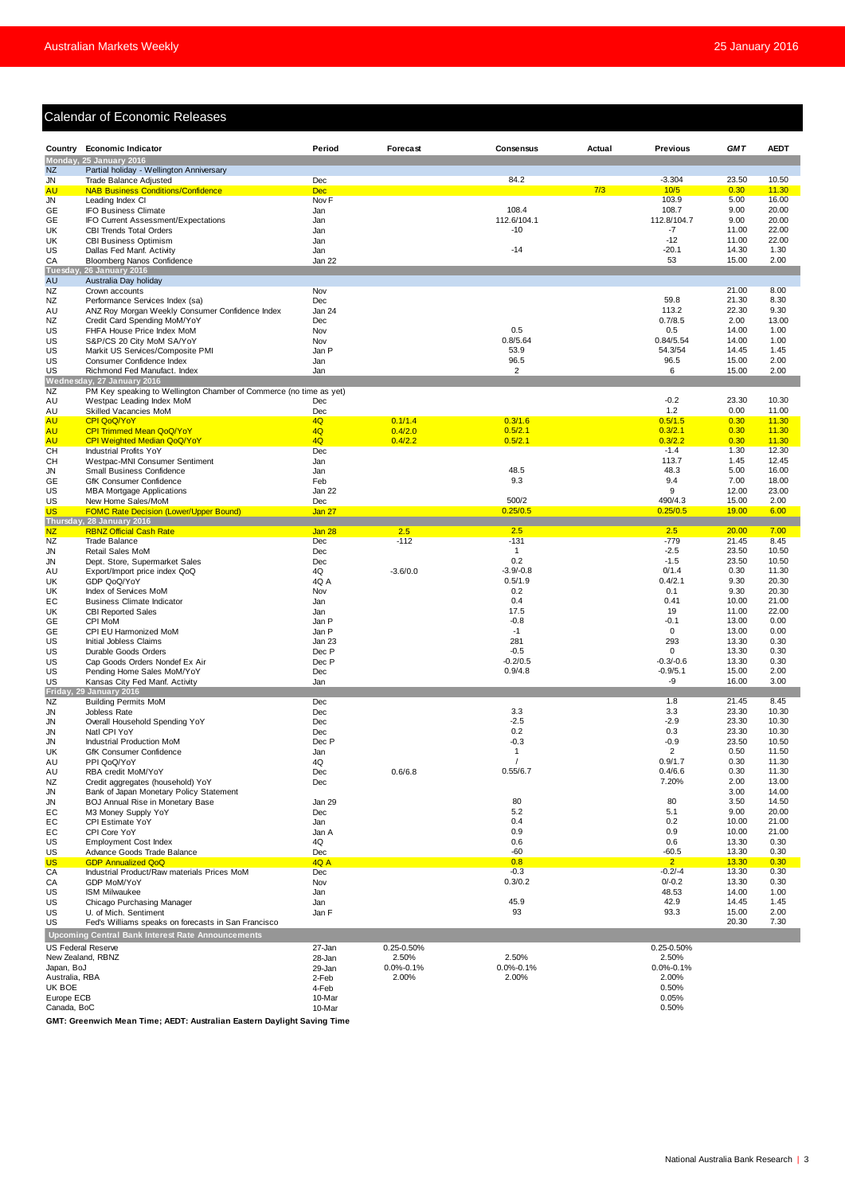## Calendar of Economic Releases

| Country | Economic Indicator | Period | Forecast | Consensus | Actual | Previous | GMT | AEDT |
|---|---|---|---|---|---|---|---|---|
| **Monday, 25 January 2016** | | | | | | | | |
| NZ | Partial holiday - Wellington Anniversary | | | | | | | |
| JN | Trade Balance Adjusted | Dec | | 84.2 | | -3.304 | 23.50 | 10.50 |
| AU | NAB Business Conditions/Confidence | Dec | | | 7/3 | 10/5 | 0.30 | 11.30 |
| JN | Leading Index CI | Nov F | | | | 103.9 | 5.00 | 16.00 |
| GE | IFO Business Climate | Jan | | 108.4 | | 108.7 | 9.00 | 20.00 |
| GE | IFO Current Assessment/Expectations | Jan | | 112.6/104.1 | | 112.8/104.7 | 9.00 | 20.00 |
| UK | CBI Trends Total Orders | Jan | | -10 | | -7 | 11.00 | 22.00 |
| UK | CBI Business Optimism | Jan | | | | -12 | 11.00 | 22.00 |
| US | Dallas Fed Manf. Activity | Jan | | -14 | | -20.1 | 14.30 | 1.30 |
| CA | Bloomberg Nanos Confidence | Jan 22 | | | | 53 | 15.00 | 2.00 |
| **Tuesday, 26 January 2016** | | | | | | | | |
| AU | Australia Day holiday | | | | | | | |
| NZ | Crown accounts | Nov | | | | | 21.00 | 8.00 |
| NZ | Performance Services Index (sa) | Dec | | | | 59.8 | 21.30 | 8.30 |
| AU | ANZ Roy Morgan Weekly Consumer Confidence Index | Jan 24 | | | | 113.2 | 22.30 | 9.30 |
| NZ | Credit Card Spending MoM/YoY | Dec | | | | 0.7/8.5 | 2.00 | 13.00 |
| US | FHFA House Price Index MoM | Nov | | 0.5 | | 0.5 | 14.00 | 1.00 |
| US | S&P/CS 20 City MoM SA/YoY | Nov | | 0.8/5.64 | | 0.84/5.54 | 14.00 | 1.00 |
| US | Markit US Services/Composite PMI | Jan P | | 53.9 | | 54.3/54 | 14.45 | 1.45 |
| US | Consumer Confidence Index | Jan | | 96.5 | | 96.5 | 15.00 | 2.00 |
| US | Richmond Fed Manufact. Index | Jan | | 2 | | 6 | 15.00 | 2.00 |
| **Wednesday, 27 January 2016** | | | | | | | | |
| NZ | PM Key speaking to Wellington Chamber of Commerce (no time as yet) | | | | | | | |
| AU | Westpac Leading Index MoM | Dec | | | | -0.2 | 23.30 | 10.30 |
| AU | Skilled Vacancies MoM | Dec | | | | 1.2 | 0.00 | 11.00 |
| AU | CPI QoQ/YoY | 4Q | 0.1/1.4 | 0.3/1.6 | | 0.5/1.5 | 0.30 | 11.30 |
| AU | CPI Trimmed Mean QoQ/YoY | 4Q | 0.4/2.0 | 0.5/2.1 | | 0.3/2.1 | 0.30 | 11.30 |
| AU | CPI Weighted Median QoQ/YoY | 4Q | 0.4/2.2 | 0.5/2.1 | | 0.3/2.2 | 0.30 | 11.30 |
| CH | Industrial Profits YoY | Dec | | | | -1.4 | 1.30 | 12.30 |
| CH | Westpac-MNI Consumer Sentiment | Jan | | | | 113.7 | 1.45 | 12.45 |
| JN | Small Business Confidence | Jan | | 48.5 | | 48.3 | 5.00 | 16.00 |
| GE | GfK Consumer Confidence | Feb | | 9.3 | | 9.4 | 7.00 | 18.00 |
| US | MBA Mortgage Applications | Jan 22 | | | | 9 | 12.00 | 23.00 |
| US | New Home Sales/MoM | Dec | | 500/2 | | 490/4.3 | 15.00 | 2.00 |
| US | FOMC Rate Decision (Lower/Upper Bound) | Jan 27 | | 0.25/0.5 | | 0.25/0.5 | 19.00 | 6.00 |
| **Thursday, 28 January 2016** | | | | | | | | |
| NZ | RBNZ Official Cash Rate | Jan 28 | 2.5 | 2.5 | | 2.5 | 20.00 | 7.00 |
| NZ | Trade Balance | Dec | -112 | -131 | | -779 | 21.45 | 8.45 |
| JN | Retail Sales MoM | Dec | | 1 | | -2.5 | 23.50 | 10.50 |
| JN | Dept. Store, Supermarket Sales | Dec | | 0.2 | | -1.5 | 23.50 | 10.50 |
| AU | Export/Import price index QoQ | 4Q | -3.6/0.0 | -3.9/-0.8 | | 0/1.4 | 0.30 | 11.30 |
| UK | GDP QoQ/YoY | 4Q A | | 0.5/1.9 | | 0.4/2.1 | 9.30 | 20.30 |
| UK | Index of Services MoM | Nov | | 0.2 | | 0.1 | 9.30 | 20.30 |
| EC | Business Climate Indicator | Jan | | 0.4 | | 0.41 | 10.00 | 21.00 |
| UK | CBI Reported Sales | Jan | | 17.5 | | 19 | 11.00 | 22.00 |
| GE | CPI MoM | Jan P | | -0.8 | | -0.1 | 13.00 | 0.00 |
| GE | CPI EU Harmonized MoM | Jan P | | -1 | | 0 | 13.00 | 0.00 |
| US | Initial Jobless Claims | Jan 23 | | 281 | | 293 | 13.30 | 0.30 |
| US | Durable Goods Orders | Dec P | | -0.5 | | 0 | 13.30 | 0.30 |
| US | Cap Goods Orders Nondef Ex Air | Dec P | | -0.2/0.5 | | -0.3/-0.6 | 13.30 | 0.30 |
| US | Pending Home Sales MoM/YoY | Dec | | 0.9/4.8 | | -0.9/5.1 | 15.00 | 2.00 |
| US | Kansas City Fed Manf. Activity | Jan | | | | -9 | 16.00 | 3.00 |
| **Friday, 29 January 2016** | | | | | | | | |
| NZ | Building Permits MoM | Dec | | | | 1.8 | 21.45 | 8.45 |
| JN | Jobless Rate | Dec | | 3.3 | | 3.3 | 23.30 | 10.30 |
| JN | Overall Household Spending YoY | Dec | | -2.5 | | -2.9 | 23.30 | 10.30 |
| JN | Natl CPI YoY | Dec | | 0.2 | | 0.3 | 23.30 | 10.30 |
| JN | Industrial Production MoM | Dec P | | -0.3 | | -0.9 | 23.50 | 10.50 |
| UK | GfK Consumer Confidence | Jan | | 1 | | 2 | 0.50 | 11.50 |
| AU | PPI QoQ/YoY | 4Q | | / | | 0.9/1.7 | 0.30 | 11.30 |
| AU | RBA credit MoM/YoY | Dec | 0.6/6.8 | 0.55/6.7 | | 0.4/6.6 | 0.30 | 11.30 |
| NZ | Credit aggregates (household) YoY | Dec | | | | 7.20% | 2.00 | 13.00 |
| JN | Bank of Japan Monetary Policy Statement | | | | | | 3.00 | 14.00 |
| JN | BOJ Annual Rise in Monetary Base | Jan 29 | | 80 | | 80 | 3.50 | 14.50 |
| EC | M3 Money Supply YoY | Dec | | 5.2 | | 5.1 | 9.00 | 20.00 |
| EC | CPI Estimate YoY | Jan | | 0.4 | | 0.2 | 10.00 | 21.00 |
| EC | CPI Core YoY | Jan A | | 0.9 | | 0.9 | 10.00 | 21.00 |
| US | Employment Cost Index | 4Q | | 0.6 | | 0.6 | 13.30 | 0.30 |
| US | Advance Goods Trade Balance | Dec | | -60 | | -60.5 | 13.30 | 0.30 |
| US | GDP Annualized QoQ | 4Q A | | 0.8 | | 2 | 13.30 | 0.30 |
| CA | Industrial Product/Raw materials Prices MoM | Dec | | -0.3 | | -0.2/-4 | 13.30 | 0.30 |
| CA | GDP MoM/YoY | Nov | | 0.3/0.2 | | 0/-0.2 | 13.30 | 0.30 |
| US | ISM Milwaukee | Jan | | | | 48.53 | 14.00 | 1.00 |
| US | Chicago Purchasing Manager | Jan | | 45.9 | | 42.9 | 14.45 | 1.45 |
| US | U. of Mich. Sentiment | Jan F | | 93 | | 93.3 | 15.00 | 2.00 |
| US | Fed's Williams speaks on forecasts in San Francisco | | | | | | 20.30 | 7.30 |

### Upcoming Central Bank Interest Rate Announcements

| Central Bank | Date | Forecast | Consensus | Previous |
|---|---|---|---|---|
| US Federal Reserve | 27-Jan | 0.25-0.50% | | 0.25-0.50% |
| New Zealand, RBNZ | 28-Jan | 2.50% | 2.50% | 2.50% |
| Japan, BoJ | 29-Jan | 0.0%-0.1% | 0.0%-0.1% | 0.0%-0.1% |
| Australia, RBA | 2-Feb | 2.00% | 2.00% | 2.00% |
| UK BOE | 4-Feb | | | 0.50% |
| Europe ECB | 10-Mar | | | 0.05% |
| Canada, BoC | 10-Mar | | | 0.50% |

**GMT: Greenwich Mean Time; AEDT: Australian Eastern Daylight Saving Time**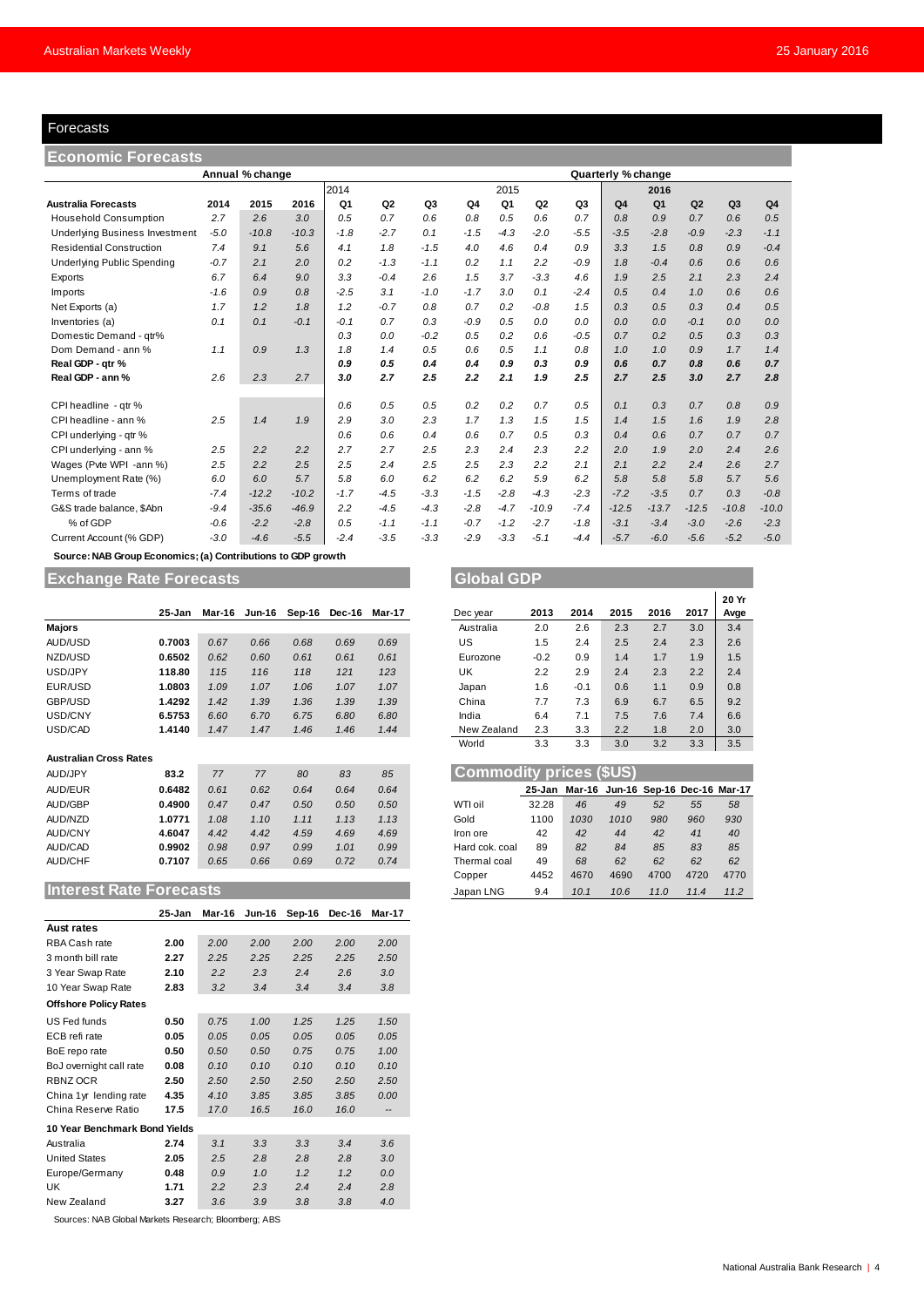# Forecasts

## Economic Forecasts

| Australia Forecasts | Annual % change | | | Quarterly % change | | | | | | | | | | | |
|---|---|---|---|---|---|---|---|---|---|---|---|---|---|---|---|
| | | | | 2014 | | | | 2015 | | | | 2016 | | | |
| | 2014 | 2015 | 2016 | Q1 | Q2 | Q3 | Q4 | Q1 | Q2 | Q3 | Q4 | Q1 | Q2 | Q3 | Q4 |
| Household Consumption | 2.7 | 2.6 | 3.0 | 0.5 | 0.7 | 0.6 | 0.8 | 0.5 | 0.6 | 0.7 | 0.8 | 0.9 | 0.7 | 0.6 | 0.5 |
| Underlying Business Investment | -5.0 | -10.8 | -10.3 | -1.8 | -2.7 | 0.1 | -1.5 | -4.3 | -2.0 | -5.5 | -3.5 | -2.8 | -0.9 | -2.3 | -1.1 |
| Residential Construction | 7.4 | 9.1 | 5.6 | 4.1 | 1.8 | -1.5 | 4.0 | 4.6 | 0.4 | 0.9 | 3.3 | 1.5 | 0.8 | 0.9 | -0.4 |
| Underlying Public Spending | -0.7 | 2.1 | 2.0 | 0.2 | -1.3 | -1.1 | 0.2 | 1.1 | 2.2 | -0.9 | 1.8 | -0.4 | 0.6 | 0.6 | 0.6 |
| Exports | 6.7 | 6.4 | 9.0 | 3.3 | -0.4 | 2.6 | 1.5 | 3.7 | -3.3 | 4.6 | 1.9 | 2.5 | 2.1 | 2.3 | 2.4 |
| Imports | -1.6 | 0.9 | 0.8 | -2.5 | 3.1 | -1.0 | -1.7 | 3.0 | 0.1 | -2.4 | 0.5 | 0.4 | 1.0 | 0.6 | 0.6 |
| Net Exports (a) | 1.7 | 1.2 | 1.8 | 1.2 | -0.7 | 0.8 | 0.7 | 0.2 | -0.8 | 1.5 | 0.3 | 0.5 | 0.3 | 0.4 | 0.5 |
| Inventories (a) | 0.1 | 0.1 | -0.1 | -0.1 | 0.7 | 0.3 | -0.9 | 0.5 | 0.0 | 0.0 | 0.0 | 0.0 | -0.1 | 0.0 | 0.0 |
| Domestic Demand - qtr% | | | | 0.3 | 0.0 | -0.2 | 0.5 | 0.2 | 0.6 | -0.5 | 0.7 | 0.2 | 0.5 | 0.3 | 0.3 |
| Dom Demand - ann % | 1.1 | 0.9 | 1.3 | 1.8 | 1.4 | 0.5 | 0.6 | 0.5 | 1.1 | 0.8 | 1.0 | 1.0 | 0.9 | 1.7 | 1.4 |
| **Real GDP - qtr %** | | | | **0.9** | **0.5** | **0.4** | **0.4** | **0.9** | **0.3** | **0.9** | **0.6** | **0.7** | **0.8** | **0.6** | **0.7** |
| **Real GDP - ann %** | **2.6** | **2.3** | **2.7** | **3.0** | **2.7** | **2.5** | **2.2** | **2.1** | **1.9** | **2.5** | **2.7** | **2.5** | **3.0** | **2.7** | **2.8** |
| | | | | | | | | | | | | | | | |
| CPI headline - qtr % | | | | 0.6 | 0.5 | 0.5 | 0.2 | 0.2 | 0.7 | 0.5 | 0.1 | 0.3 | 0.7 | 0.8 | 0.9 |
| CPI headline - ann % | 2.5 | 1.4 | 1.9 | 2.9 | 3.0 | 2.3 | 1.7 | 1.3 | 1.5 | 1.5 | 1.4 | 1.5 | 1.6 | 1.9 | 2.8 |
| CPI underlying - qtr % | | | | 0.6 | 0.6 | 0.4 | 0.6 | 0.7 | 0.5 | 0.3 | 0.4 | 0.6 | 0.7 | 0.7 | 0.7 |
| CPI underlying - ann % | 2.5 | 2.2 | 2.2 | 2.7 | 2.7 | 2.5 | 2.3 | 2.4 | 2.3 | 2.2 | 2.0 | 1.9 | 2.0 | 2.4 | 2.6 |
| Wages (Pvte WPI -ann %) | 2.5 | 2.2 | 2.5 | 2.5 | 2.4 | 2.5 | 2.5 | 2.3 | 2.2 | 2.1 | 2.1 | 2.2 | 2.4 | 2.6 | 2.7 |
| Unemployment Rate (%) | 6.0 | 6.0 | 5.7 | 5.8 | 6.0 | 6.2 | 6.2 | 6.2 | 5.9 | 6.2 | 5.8 | 5.8 | 5.8 | 5.7 | 5.6 |
| Terms of trade | -7.4 | -12.2 | -10.2 | -1.7 | -4.5 | -3.3 | -1.5 | -2.8 | -4.3 | -2.3 | -7.2 | -3.5 | 0.7 | 0.3 | -0.8 |
| G&S trade balance, $Abn | -9.4 | -35.6 | -46.9 | 2.2 | -4.5 | -4.3 | -2.8 | -4.7 | -10.9 | -7.4 | -12.5 | -13.7 | -12.5 | -10.8 | -10.0 |
| % of GDP | -0.6 | -2.2 | -2.8 | 0.5 | -1.1 | -1.1 | -0.7 | -1.2 | -2.7 | -1.8 | -3.1 | -3.4 | -3.0 | -2.6 | -2.3 |
| Current Account (% GDP) | -3.0 | -4.6 | -5.5 | -2.4 | -3.5 | -3.3 | -2.9 | -3.3 | -5.1 | -4.4 | -5.7 | -6.0 | -5.6 | -5.2 | -5.0 |

**Source: NAB Group Economics; (a) Contributions to GDP growth**

## Exchange Rate Forecasts

| | 25-Jan | Mar-16 | Jun-16 | Sep-16 | Dec-16 | Mar-17 |
|---|---|---|---|---|---|---|
| **Majors** | | | | | | |
| AUD/USD | **0.7003** | 0.67 | 0.66 | 0.68 | 0.69 | 0.69 |
| NZD/USD | **0.6502** | 0.62 | 0.60 | 0.61 | 0.61 | 0.61 |
| USD/JPY | **118.80** | 115 | 116 | 118 | 121 | 123 |
| EUR/USD | **1.0803** | 1.09 | 1.07 | 1.06 | 1.07 | 1.07 |
| GBP/USD | **1.4292** | 1.42 | 1.39 | 1.36 | 1.39 | 1.39 |
| USD/CNY | **6.5753** | 6.60 | 6.70 | 6.75 | 6.80 | 6.80 |
| USD/CAD | **1.4140** | 1.47 | 1.47 | 1.46 | 1.46 | 1.44 |
| | | | | | | |
| **Australian Cross Rates** | | | | | | |
| AUD/JPY | **83.2** | 77 | 77 | 80 | 83 | 85 |
| AUD/EUR | **0.6482** | 0.61 | 0.62 | 0.64 | 0.64 | 0.64 |
| AUD/GBP | **0.4900** | 0.47 | 0.47 | 0.50 | 0.50 | 0.50 |
| AUD/NZD | **1.0771** | 1.08 | 1.10 | 1.11 | 1.13 | 1.13 |
| AUD/CNY | **4.6047** | 4.42 | 4.42 | 4.59 | 4.69 | 4.69 |
| AUD/CAD | **0.9902** | 0.98 | 0.97 | 0.99 | 1.01 | 0.99 |
| AUD/CHF | **0.7107** | 0.65 | 0.66 | 0.69 | 0.72 | 0.74 |

## Interest Rate Forecasts

| | 25-Jan | Mar-16 | Jun-16 | Sep-16 | Dec-16 | Mar-17 |
|---|---|---|---|---|---|---|
| **Aust rates** | | | | | | |
| RBA Cash rate | **2.00** | 2.00 | 2.00 | 2.00 | 2.00 | 2.00 |
| 3 month bill rate | **2.27** | 2.25 | 2.25 | 2.25 | 2.25 | 2.50 |
| 3 Year Swap Rate | **2.10** | 2.2 | 2.3 | 2.4 | 2.6 | 3.0 |
| 10 Year Swap Rate | **2.83** | 3.2 | 3.4 | 3.4 | 3.4 | 3.8 |
| **Offshore Policy Rates** | | | | | | |
| US Fed funds | **0.50** | 0.75 | 1.00 | 1.25 | 1.25 | 1.50 |
| ECB refi rate | **0.05** | 0.05 | 0.05 | 0.05 | 0.05 | 0.05 |
| BoE repo rate | **0.50** | 0.50 | 0.50 | 0.75 | 0.75 | 1.00 |
| BoJ overnight call rate | **0.08** | 0.10 | 0.10 | 0.10 | 0.10 | 0.10 |
| RBNZ OCR | **2.50** | 2.50 | 2.50 | 2.50 | 2.50 | 2.50 |
| China 1yr lending rate | **4.35** | 4.10 | 3.85 | 3.85 | 3.85 | 0.00 |
| China Reserve Ratio | **17.5** | 17.0 | 16.5 | 16.0 | 16.0 | -- |
| **10 Year Benchmark Bond Yields** | | | | | | |
| Australia | **2.74** | 3.1 | 3.3 | 3.3 | 3.4 | 3.6 |
| United States | **2.05** | 2.5 | 2.8 | 2.8 | 2.8 | 3.0 |
| Europe/Germany | **0.48** | 0.9 | 1.0 | 1.2 | 1.2 | 0.0 |
| UK | **1.71** | 2.2 | 2.3 | 2.4 | 2.4 | 2.8 |
| New Zealand | **3.27** | 3.6 | 3.9 | 3.8 | 3.8 | 4.0 |

Sources: NAB Global Markets Research; Bloomberg; ABS

## Global GDP

| Dec year | 2013 | 2014 | 2015 | 2016 | 2017 | 20 Yr Avge |
|---|---|---|---|---|---|---|
| Australia | 2.0 | 2.6 | 2.3 | 2.7 | 3.0 | 3.4 |
| US | 1.5 | 2.4 | 2.5 | 2.4 | 2.3 | 2.6 |
| Eurozone | -0.2 | 0.9 | 1.4 | 1.7 | 1.9 | 1.5 |
| UK | 2.2 | 2.9 | 2.4 | 2.3 | 2.2 | 2.4 |
| Japan | 1.6 | -0.1 | 0.6 | 1.1 | 0.9 | 0.8 |
| China | 7.7 | 7.3 | 6.9 | 6.7 | 6.5 | 9.2 |
| India | 6.4 | 7.1 | 7.5 | 7.6 | 7.4 | 6.6 |
| New Zealand | 2.3 | 3.3 | 2.2 | 1.8 | 2.0 | 3.0 |
| World | 3.3 | 3.3 | 3.0 | 3.2 | 3.3 | 3.5 |

## Commodity prices ($US)

| | 25-Jan | Mar-16 | Jun-16 | Sep-16 | Dec-16 | Mar-17 |
|---|---|---|---|---|---|---|
| WTI oil | 32.28 | 46 | 49 | 52 | 55 | 58 |
| Gold | 1100 | 1030 | 1010 | 980 | 960 | 930 |
| Iron ore | 42 | 42 | 44 | 42 | 41 | 40 |
| Hard cok. coal | 89 | 82 | 84 | 85 | 83 | 85 |
| Thermal coal | 49 | 68 | 62 | 62 | 62 | 62 |
| Copper | 4452 | 4670 | 4690 | 4700 | 4720 | 4770 |
| Japan LNG | 9.4 | 10.1 | 10.6 | 11.0 | 11.4 | 11.2 |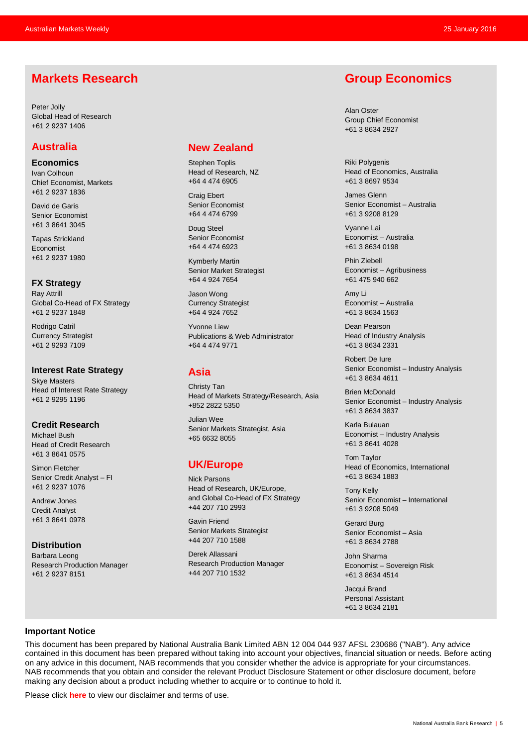# Markets Research

Peter Jolly
Global Head of Research
+61 2 9237 1406

## Australia

### Economics

Ivan Colhoun
Chief Economist, Markets
+61 2 9237 1836

David de Garis
Senior Economist
+61 3 8641 3045

Tapas Strickland
Economist
+61 2 9237 1980

### FX Strategy

Ray Attrill
Global Co-Head of FX Strategy
+61 2 9237 1848

Rodrigo Catril
Currency Strategist
+61 2 9293 7109

### Interest Rate Strategy

Skye Masters
Head of Interest Rate Strategy
+61 2 9295 1196

### Credit Research

Michael Bush
Head of Credit Research
+61 3 8641 0575

Simon Fletcher
Senior Credit Analyst – FI
+61 2 9237 1076

Andrew Jones
Credit Analyst
+61 3 8641 0978

### Distribution

Barbara Leong
Research Production Manager
+61 2 9237 8151

## New Zealand

Stephen Toplis
Head of Research, NZ
+64 4 474 6905

Craig Ebert
Senior Economist
+64 4 474 6799

Doug Steel
Senior Economist
+64 4 474 6923

Kymberly Martin
Senior Market Strategist
+64 4 924 7654

Jason Wong
Currency Strategist
+64 4 924 7652

Yvonne Liew
Publications & Web Administrator
+64 4 474 9771

## Asia

Christy Tan
Head of Markets Strategy/Research, Asia
+852 2822 5350

Julian Wee
Senior Markets Strategist, Asia
+65 6632 8055

## UK/Europe

Nick Parsons
Head of Research, UK/Europe,
and Global Co-Head of FX Strategy
+44 207 710 2993

Gavin Friend
Senior Markets Strategist
+44 207 710 1588

Derek Allassani
Research Production Manager
+44 207 710 1532

# Group Economics

Alan Oster
Group Chief Economist
+61 3 8634 2927

Riki Polygenis
Head of Economics, Australia
+61 3 8697 9534

James Glenn
Senior Economist – Australia
+61 3 9208 8129

Vyanne Lai
Economist – Australia
+61 3 8634 0198

Phin Ziebell
Economist – Agribusiness
+61 475 940 662

Amy Li
Economist – Australia
+61 3 8634 1563

Dean Pearson
Head of Industry Analysis
+61 3 8634 2331

Robert De Iure
Senior Economist – Industry Analysis
+61 3 8634 4611

Brien McDonald
Senior Economist – Industry Analysis
+61 3 8634 3837

Karla Bulauan
Economist – Industry Analysis
+61 3 8641 4028

Tom Taylor
Head of Economics, International
+61 3 8634 1883

Tony Kelly
Senior Economist – International
+61 3 9208 5049

Gerard Burg
Senior Economist – Asia
+61 3 8634 2788

John Sharma
Economist – Sovereign Risk
+61 3 8634 4514

Jacqui Brand
Personal Assistant
+61 3 8634 2181

**Important Notice**

This document has been prepared by National Australia Bank Limited ABN 12 004 044 937 AFSL 230686 ("NAB"). Any advice contained in this document has been prepared without taking into account your objectives, financial situation or needs. Before acting on any advice in this document, NAB recommends that you consider whether the advice is appropriate for your circumstances. NAB recommends that you obtain and consider the relevant Product Disclosure Statement or other disclosure document, before making any decision about a product including whether to acquire or to continue to hold it.

Please click **here** to view our disclaimer and terms of use.